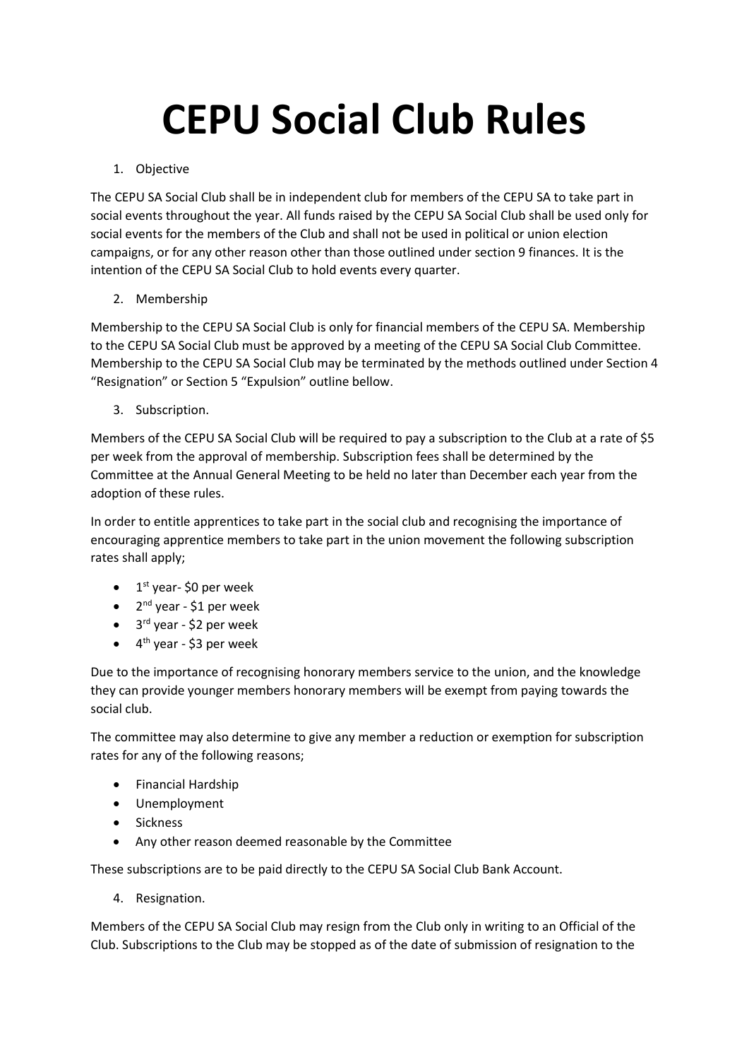# CEPU Social Club Rules

1. Objective

The CEPU SA Social Club shall be in independent club for members of the CEPU SA to take part in social events throughout the year. All funds raised by the CEPU SA Social Club shall be used only for social events for the members of the Club and shall not be used in political or union election campaigns, or for any other reason other than those outlined under section 9 finances. It is the intention of the CEPU SA Social Club to hold events every quarter.

2. Membership

Membership to the CEPU SA Social Club is only for financial members of the CEPU SA. Membership to the CEPU SA Social Club must be approved by a meeting of the CEPU SA Social Club Committee. Membership to the CEPU SA Social Club may be terminated by the methods outlined under Section 4 "Resignation" or Section 5 "Expulsion" outline bellow.

3. Subscription.

Members of the CEPU SA Social Club will be required to pay a subscription to the Club at a rate of $5 per week from the approval of membership. Subscription fees shall be determined by the Committee at the Annual General Meeting to be held no later than December each year from the adoption of these rules.

In order to entitle apprentices to take part in the social club and recognising the importance of encouraging apprentice members to take part in the union movement the following subscription rates shall apply;

- 1st year- $0 per week
- 2nd year - $1 per week
- 3rd year - $2 per week
- 4th year - $3 per week

Due to the importance of recognising honorary members service to the union, and the knowledge they can provide younger members honorary members will be exempt from paying towards the social club.

The committee may also determine to give any member a reduction or exemption for subscription rates for any of the following reasons;

- Financial Hardship
- Unemployment
- Sickness
- Any other reason deemed reasonable by the Committee

These subscriptions are to be paid directly to the CEPU SA Social Club Bank Account.

4. Resignation.

Members of the CEPU SA Social Club may resign from the Club only in writing to an Official of the Club. Subscriptions to the Club may be stopped as of the date of submission of resignation to the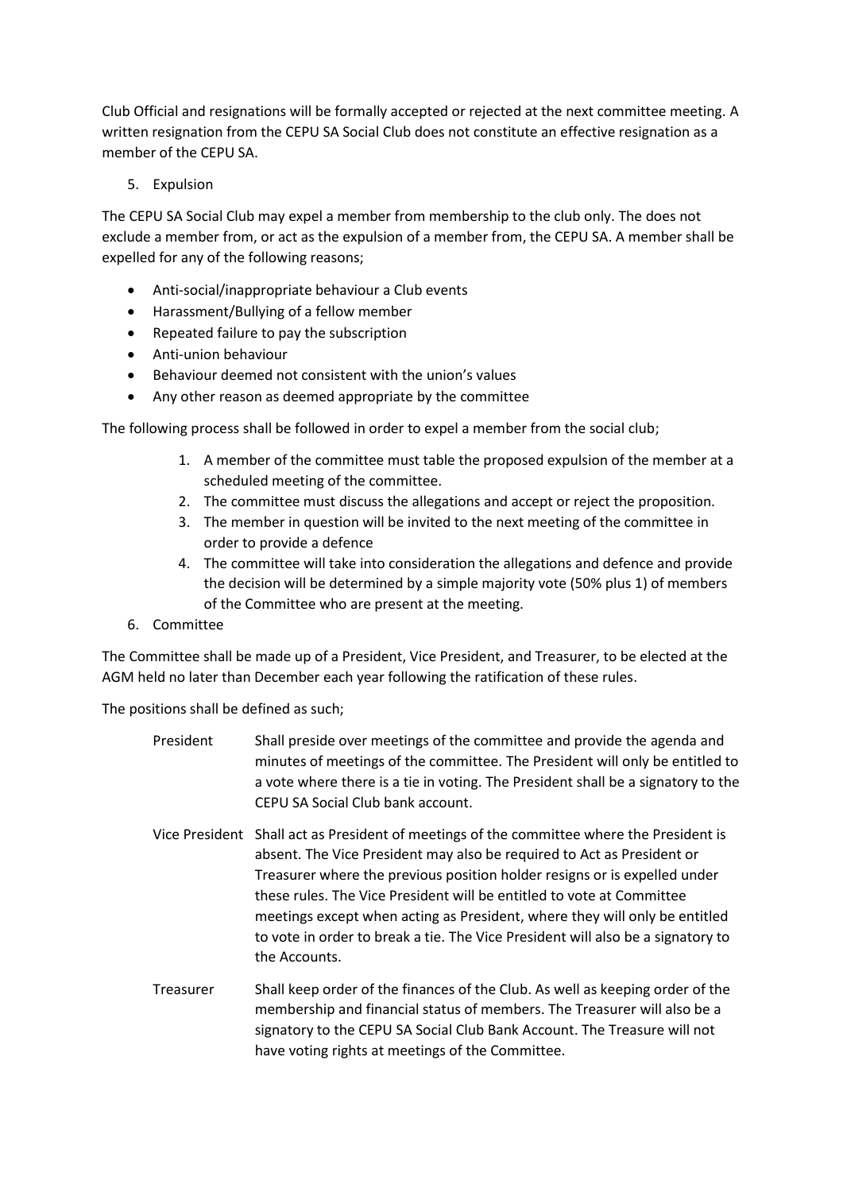Club Official and resignations will be formally accepted or rejected at the next committee meeting. A written resignation from the CEPU SA Social Club does not constitute an effective resignation as a member of the CEPU SA.

5. Expulsion

The CEPU SA Social Club may expel a member from membership to the club only. The does not exclude a member from, or act as the expulsion of a member from, the CEPU SA. A member shall be expelled for any of the following reasons;

- Anti-social/inappropriate behaviour a Club events
- Harassment/Bullying of a fellow member
- Repeated failure to pay the subscription
- Anti-union behaviour
- Behaviour deemed not consistent with the union's values
- Any other reason as deemed appropriate by the committee

The following process shall be followed in order to expel a member from the social club;

1. A member of the committee must table the proposed expulsion of the member at a scheduled meeting of the committee.
2. The committee must discuss the allegations and accept or reject the proposition.
3. The member in question will be invited to the next meeting of the committee in order to provide a defence
4. The committee will take into consideration the allegations and defence and provide the decision will be determined by a simple majority vote (50% plus 1) of members of the Committee who are present at the meeting.

6. Committee

The Committee shall be made up of a President, Vice President, and Treasurer, to be elected at the AGM held no later than December each year following the ratification of these rules.

The positions shall be defined as such;

| | |
|---|---|
| President | Shall preside over meetings of the committee and provide the agenda and minutes of meetings of the committee. The President will only be entitled to a vote where there is a tie in voting. The President shall be a signatory to the CEPU SA Social Club bank account. |
| Vice President | Shall act as President of meetings of the committee where the President is absent. The Vice President may also be required to Act as President or Treasurer where the previous position holder resigns or is expelled under these rules. The Vice President will be entitled to vote at Committee meetings except when acting as President, where they will only be entitled to vote in order to break a tie. The Vice President will also be a signatory to the Accounts. |
| Treasurer | Shall keep order of the finances of the Club. As well as keeping order of the membership and financial status of members. The Treasurer will also be a signatory to the CEPU SA Social Club Bank Account. The Treasure will not have voting rights at meetings of the Committee. |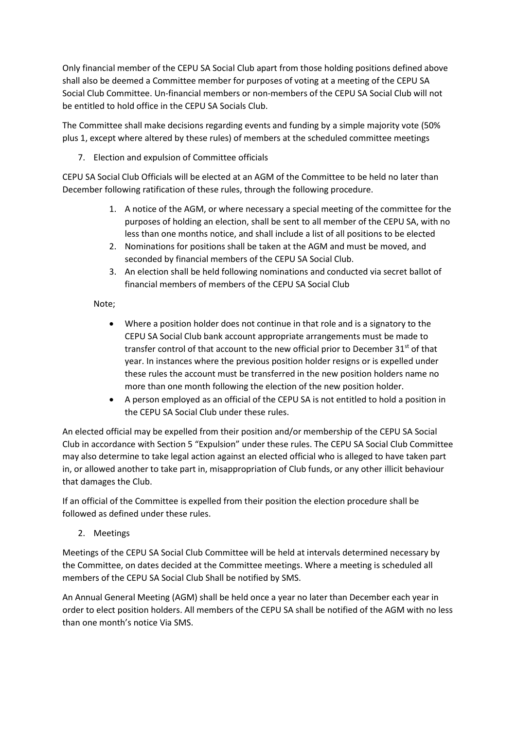Only financial member of the CEPU SA Social Club apart from those holding positions defined above shall also be deemed a Committee member for purposes of voting at a meeting of the CEPU SA Social Club Committee. Un-financial members or non-members of the CEPU SA Social Club will not be entitled to hold office in the CEPU SA Socials Club.

The Committee shall make decisions regarding events and funding by a simple majority vote (50% plus 1, except where altered by these rules) of members at the scheduled committee meetings

7. Election and expulsion of Committee officials

CEPU SA Social Club Officials will be elected at an AGM of the Committee to be held no later than December following ratification of these rules, through the following procedure.

1. A notice of the AGM, or where necessary a special meeting of the committee for the purposes of holding an election, shall be sent to all member of the CEPU SA, with no less than one months notice, and shall include a list of all positions to be elected
2. Nominations for positions shall be taken at the AGM and must be moved, and seconded by financial members of the CEPU SA Social Club.
3. An election shall be held following nominations and conducted via secret ballot of financial members of members of the CEPU SA Social Club

Note;

- Where a position holder does not continue in that role and is a signatory to the CEPU SA Social Club bank account appropriate arrangements must be made to transfer control of that account to the new official prior to December 31st of that year. In instances where the previous position holder resigns or is expelled under these rules the account must be transferred in the new position holders name no more than one month following the election of the new position holder.
- A person employed as an official of the CEPU SA is not entitled to hold a position in the CEPU SA Social Club under these rules.

An elected official may be expelled from their position and/or membership of the CEPU SA Social Club in accordance with Section 5 "Expulsion" under these rules. The CEPU SA Social Club Committee may also determine to take legal action against an elected official who is alleged to have taken part in, or allowed another to take part in, misappropriation of Club funds, or any other illicit behaviour that damages the Club.

If an official of the Committee is expelled from their position the election procedure shall be followed as defined under these rules.

2. Meetings

Meetings of the CEPU SA Social Club Committee will be held at intervals determined necessary by the Committee, on dates decided at the Committee meetings. Where a meeting is scheduled all members of the CEPU SA Social Club Shall be notified by SMS.

An Annual General Meeting (AGM) shall be held once a year no later than December each year in order to elect position holders. All members of the CEPU SA shall be notified of the AGM with no less than one month's notice Via SMS.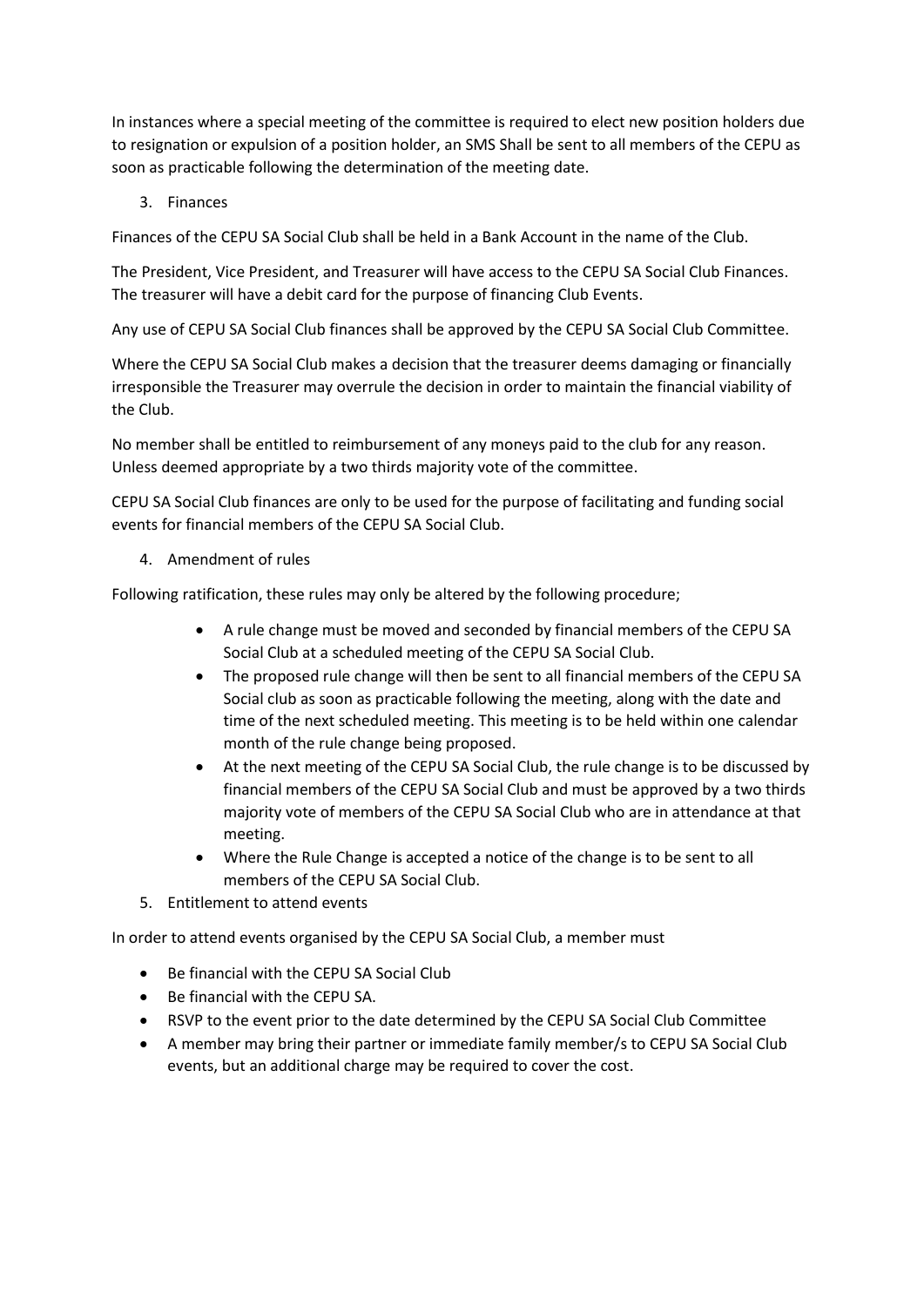In instances where a special meeting of the committee is required to elect new position holders due to resignation or expulsion of a position holder, an SMS Shall be sent to all members of the CEPU as soon as practicable following the determination of the meeting date.

3. Finances

Finances of the CEPU SA Social Club shall be held in a Bank Account in the name of the Club.

The President, Vice President, and Treasurer will have access to the CEPU SA Social Club Finances. The treasurer will have a debit card for the purpose of financing Club Events.

Any use of CEPU SA Social Club finances shall be approved by the CEPU SA Social Club Committee.

Where the CEPU SA Social Club makes a decision that the treasurer deems damaging or financially irresponsible the Treasurer may overrule the decision in order to maintain the financial viability of the Club.

No member shall be entitled to reimbursement of any moneys paid to the club for any reason. Unless deemed appropriate by a two thirds majority vote of the committee.

CEPU SA Social Club finances are only to be used for the purpose of facilitating and funding social events for financial members of the CEPU SA Social Club.

4. Amendment of rules

Following ratification, these rules may only be altered by the following procedure;

- A rule change must be moved and seconded by financial members of the CEPU SA Social Club at a scheduled meeting of the CEPU SA Social Club.
- The proposed rule change will then be sent to all financial members of the CEPU SA Social club as soon as practicable following the meeting, along with the date and time of the next scheduled meeting. This meeting is to be held within one calendar month of the rule change being proposed.
- At the next meeting of the CEPU SA Social Club, the rule change is to be discussed by financial members of the CEPU SA Social Club and must be approved by a two thirds majority vote of members of the CEPU SA Social Club who are in attendance at that meeting.
- Where the Rule Change is accepted a notice of the change is to be sent to all members of the CEPU SA Social Club.

5. Entitlement to attend events

In order to attend events organised by the CEPU SA Social Club, a member must

- Be financial with the CEPU SA Social Club
- Be financial with the CEPU SA.
- RSVP to the event prior to the date determined by the CEPU SA Social Club Committee
- A member may bring their partner or immediate family member/s to CEPU SA Social Club events, but an additional charge may be required to cover the cost.